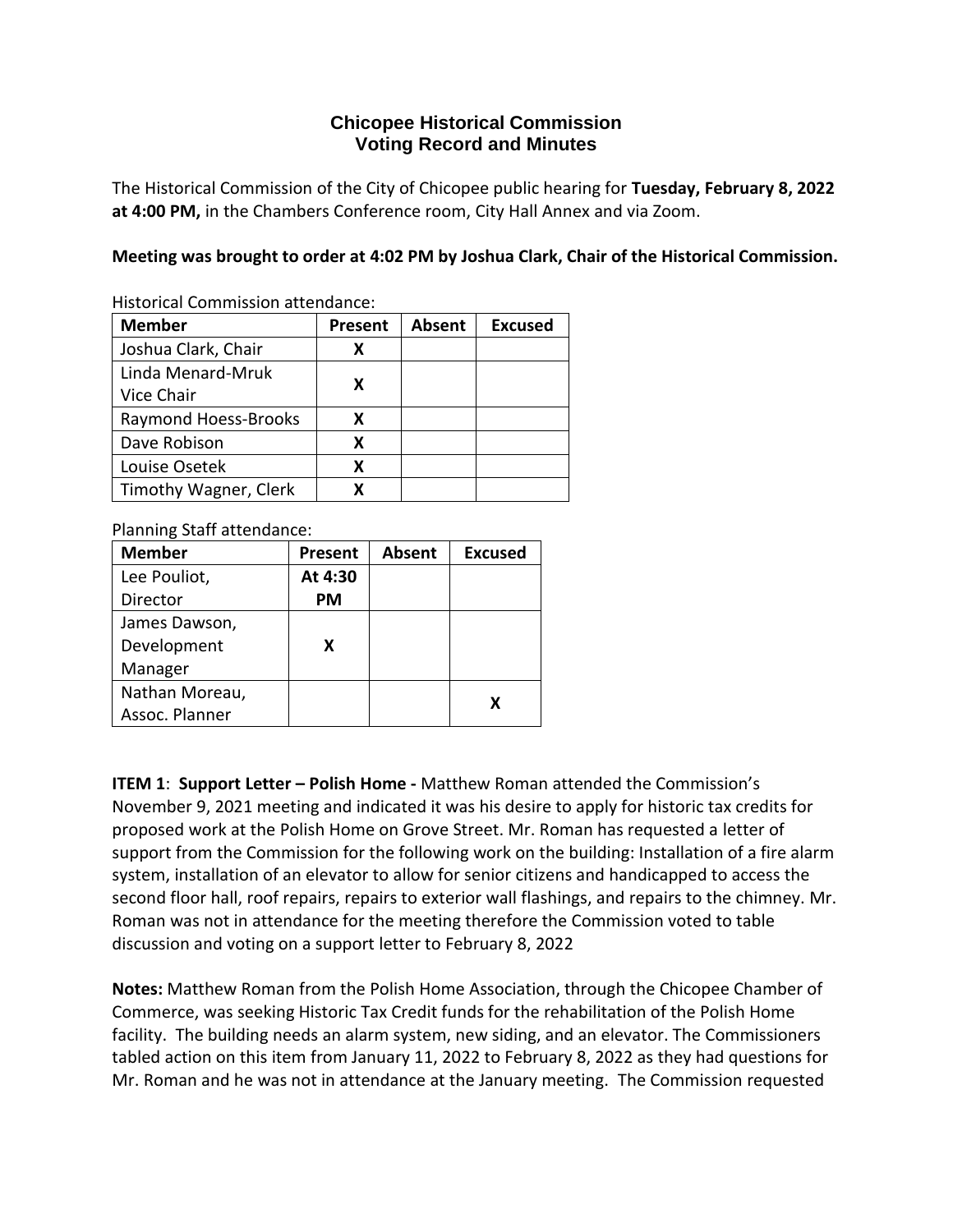# Chicopee Historical Commission
## Voting Record and Minutes

The Historical Commission of the City of Chicopee public hearing for **Tuesday, February 8, 2022 at 4:00 PM,** in the Chambers Conference room, City Hall Annex and via Zoom.

**Meeting was brought to order at 4:02 PM by Joshua Clark, Chair of the Historical Commission.**

Historical Commission attendance:

| Member | Present | Absent | Excused |
|---|---|---|---|
| Joshua Clark, Chair | X | | |
| Linda Menard-Mruk Vice Chair | X | | |
| Raymond Hoess-Brooks | X | | |
| Dave Robison | X | | |
| Louise Osetek | X | | |
| Timothy Wagner, Clerk | X | | |

Planning Staff attendance:

| Member | Present | Absent | Excused |
|---|---|---|---|
| Lee Pouliot, Director | At 4:30 PM | | |
| James Dawson, Development Manager | X | | |
| Nathan Moreau, Assoc. Planner | | | X |

**ITEM 1**: **Support Letter – Polish Home -** Matthew Roman attended the Commission's November 9, 2021 meeting and indicated it was his desire to apply for historic tax credits for proposed work at the Polish Home on Grove Street. Mr. Roman has requested a letter of support from the Commission for the following work on the building: Installation of a fire alarm system, installation of an elevator to allow for senior citizens and handicapped to access the second floor hall, roof repairs, repairs to exterior wall flashings, and repairs to the chimney. Mr. Roman was not in attendance for the meeting therefore the Commission voted to table discussion and voting on a support letter to February 8, 2022

**Notes:** Matthew Roman from the Polish Home Association, through the Chicopee Chamber of Commerce, was seeking Historic Tax Credit funds for the rehabilitation of the Polish Home facility. The building needs an alarm system, new siding, and an elevator. The Commissioners tabled action on this item from January 11, 2022 to February 8, 2022 as they had questions for Mr. Roman and he was not in attendance at the January meeting. The Commission requested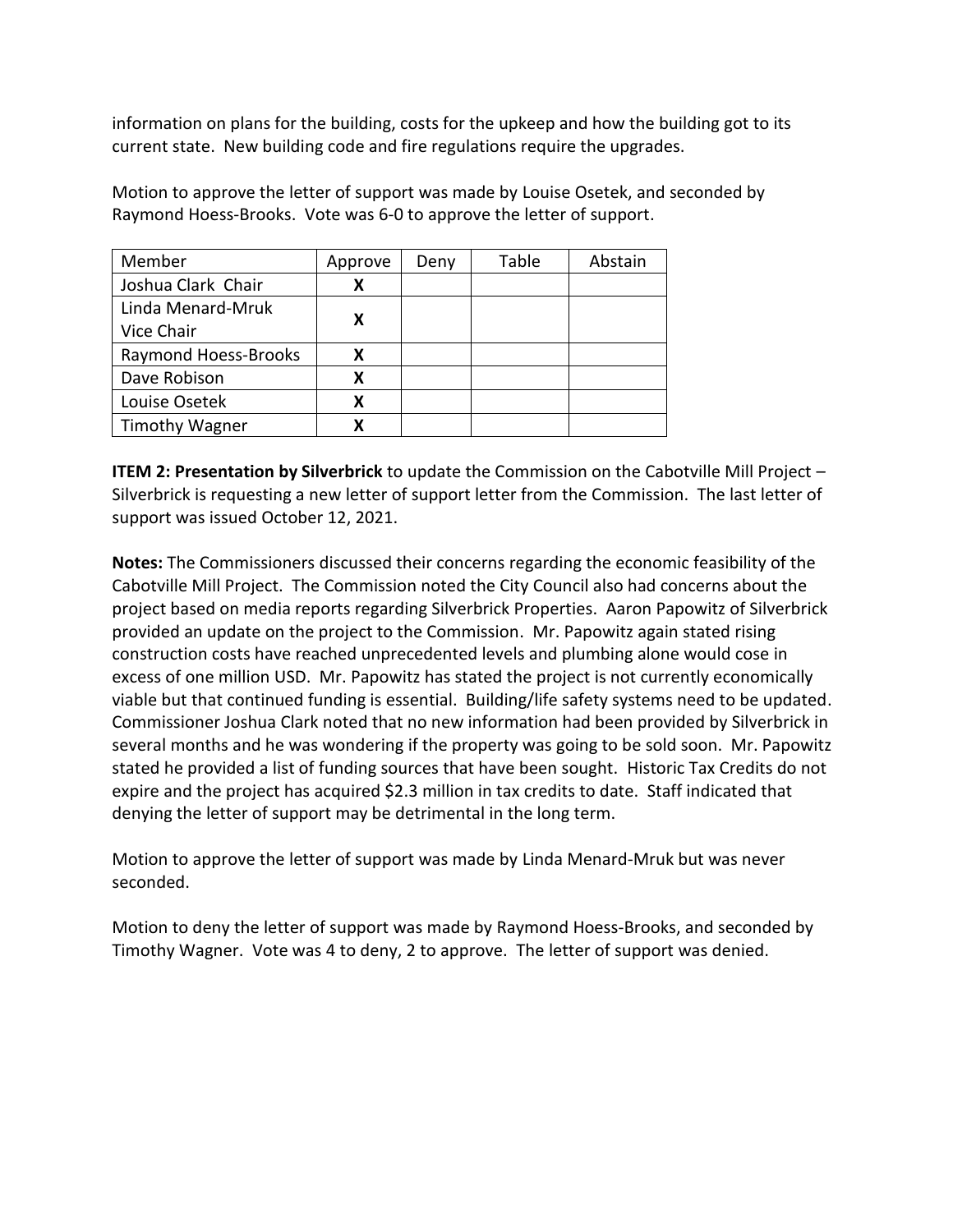information on plans for the building, costs for the upkeep and how the building got to its current state. New building code and fire regulations require the upgrades.

Motion to approve the letter of support was made by Louise Osetek, and seconded by Raymond Hoess-Brooks. Vote was 6-0 to approve the letter of support.

| Member | Approve | Deny | Table | Abstain |
|---|---|---|---|---|
| Joshua Clark Chair | **X** | | | |
| Linda Menard-Mruk Vice Chair | **X** | | | |
| Raymond Hoess-Brooks | **X** | | | |
| Dave Robison | **X** | | | |
| Louise Osetek | **X** | | | |
| Timothy Wagner | **X** | | | |

**ITEM 2: Presentation by Silverbrick** to update the Commission on the Cabotville Mill Project – Silverbrick is requesting a new letter of support letter from the Commission. The last letter of support was issued October 12, 2021.

**Notes:** The Commissioners discussed their concerns regarding the economic feasibility of the Cabotville Mill Project. The Commission noted the City Council also had concerns about the project based on media reports regarding Silverbrick Properties. Aaron Papowitz of Silverbrick provided an update on the project to the Commission. Mr. Papowitz again stated rising construction costs have reached unprecedented levels and plumbing alone would cose in excess of one million USD. Mr. Papowitz has stated the project is not currently economically viable but that continued funding is essential. Building/life safety systems need to be updated. Commissioner Joshua Clark noted that no new information had been provided by Silverbrick in several months and he was wondering if the property was going to be sold soon. Mr. Papowitz stated he provided a list of funding sources that have been sought. Historic Tax Credits do not expire and the project has acquired $2.3 million in tax credits to date. Staff indicated that denying the letter of support may be detrimental in the long term.

Motion to approve the letter of support was made by Linda Menard-Mruk but was never seconded.

Motion to deny the letter of support was made by Raymond Hoess-Brooks, and seconded by Timothy Wagner. Vote was 4 to deny, 2 to approve. The letter of support was denied.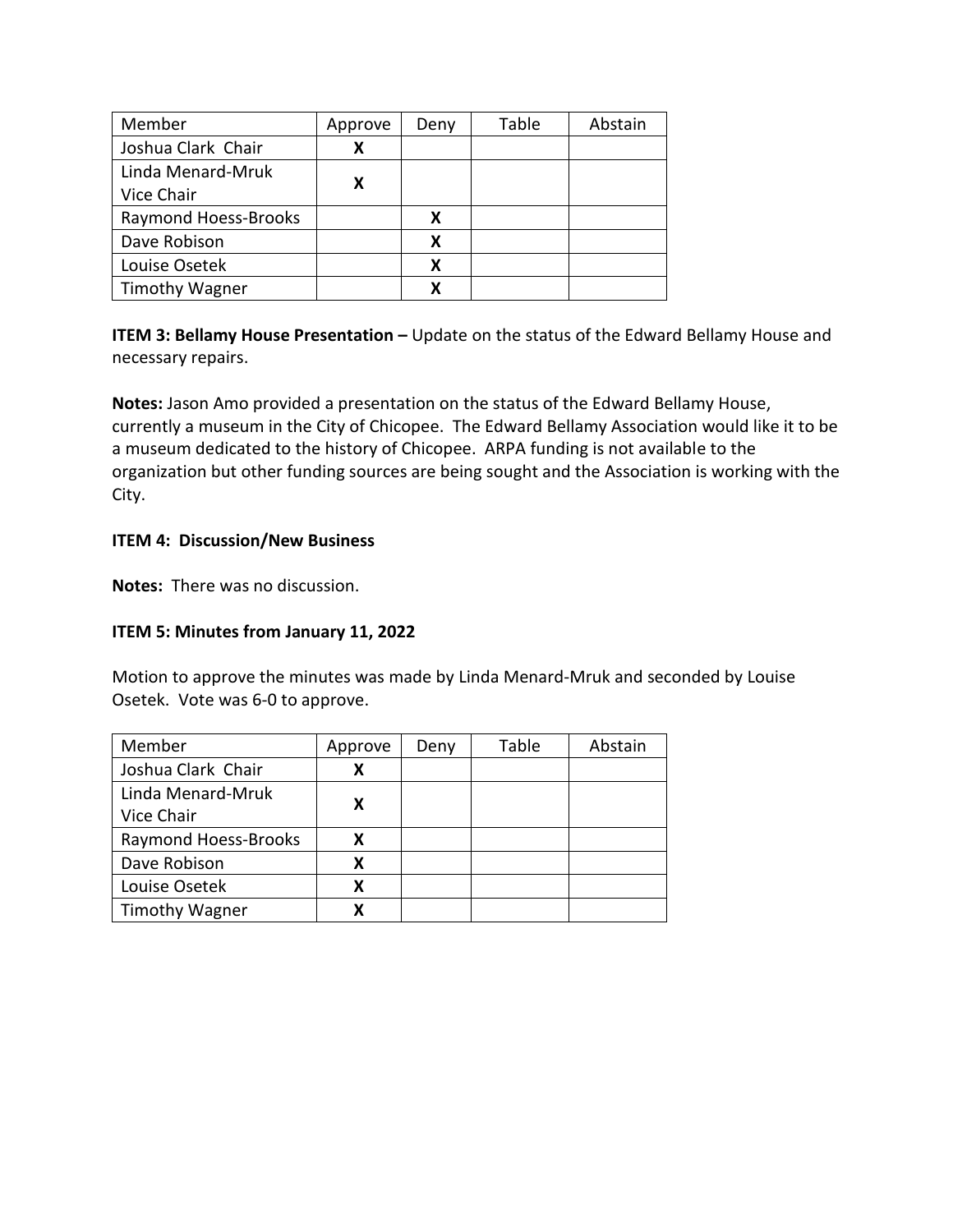| Member | Approve | Deny | Table | Abstain |
|---|---|---|---|---|
| Joshua Clark Chair | **X** | | | |
| Linda Menard-Mruk Vice Chair | **X** | | | |
| Raymond Hoess-Brooks | | **X** | | |
| Dave Robison | | **X** | | |
| Louise Osetek | | **X** | | |
| Timothy Wagner | | **X** | | |

**ITEM 3: Bellamy House Presentation –** Update on the status of the Edward Bellamy House and necessary repairs.

**Notes:** Jason Amo provided a presentation on the status of the Edward Bellamy House, currently a museum in the City of Chicopee. The Edward Bellamy Association would like it to be a museum dedicated to the history of Chicopee. ARPA funding is not available to the organization but other funding sources are being sought and the Association is working with the City.

**ITEM 4: Discussion/New Business**

**Notes:** There was no discussion.

**ITEM 5: Minutes from January 11, 2022**

Motion to approve the minutes was made by Linda Menard-Mruk and seconded by Louise Osetek. Vote was 6-0 to approve.

| Member | Approve | Deny | Table | Abstain |
|---|---|---|---|---|
| Joshua Clark Chair | **X** | | | |
| Linda Menard-Mruk Vice Chair | **X** | | | |
| Raymond Hoess-Brooks | **X** | | | |
| Dave Robison | **X** | | | |
| Louise Osetek | **X** | | | |
| Timothy Wagner | **X** | | | |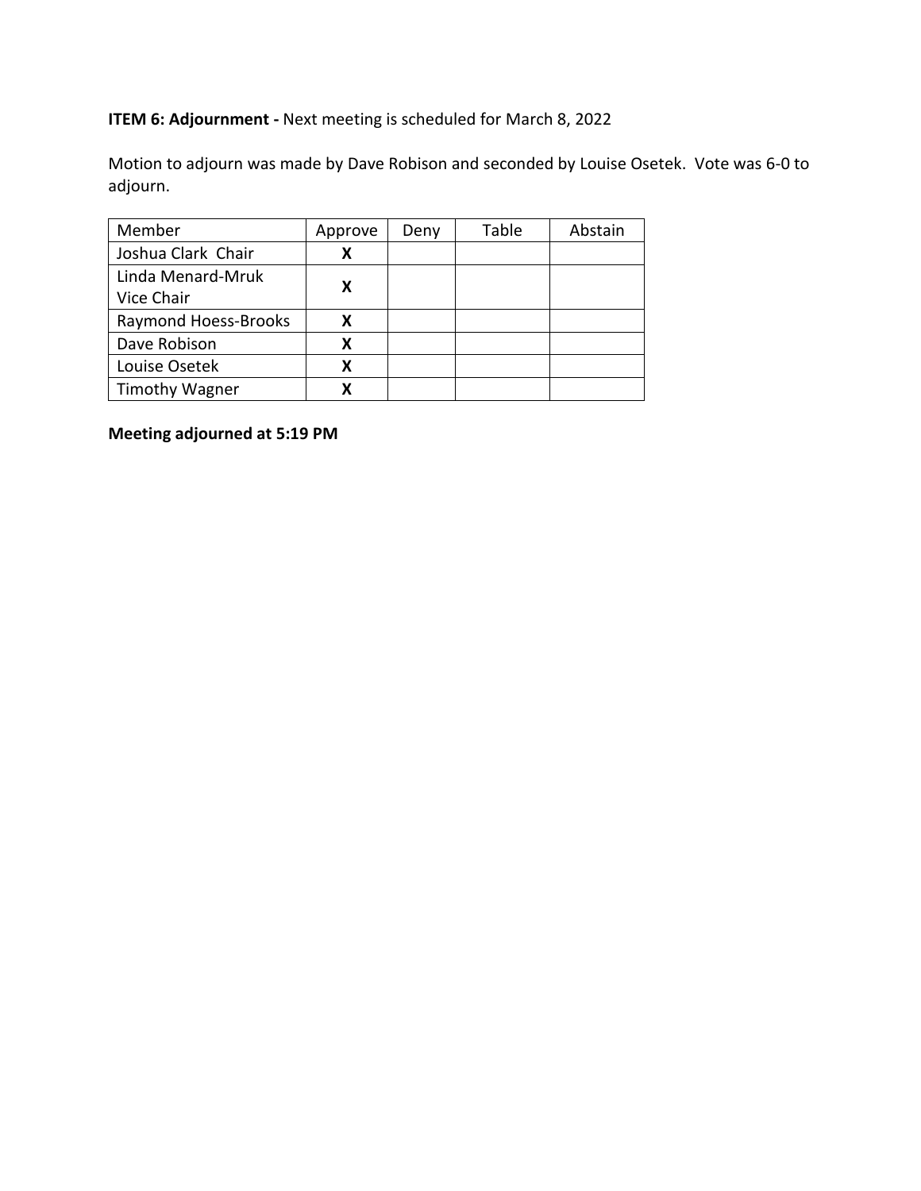**ITEM 6: Adjournment -** Next meeting is scheduled for March 8, 2022

Motion to adjourn was made by Dave Robison and seconded by Louise Osetek. Vote was 6-0 to adjourn.

| Member | Approve | Deny | Table | Abstain |
|---|---|---|---|---|
| Joshua Clark Chair | **X** | | | |
| Linda Menard-Mruk Vice Chair | **X** | | | |
| Raymond Hoess-Brooks | **X** | | | |
| Dave Robison | **X** | | | |
| Louise Osetek | **X** | | | |
| Timothy Wagner | **X** | | | |

**Meeting adjourned at 5:19 PM**